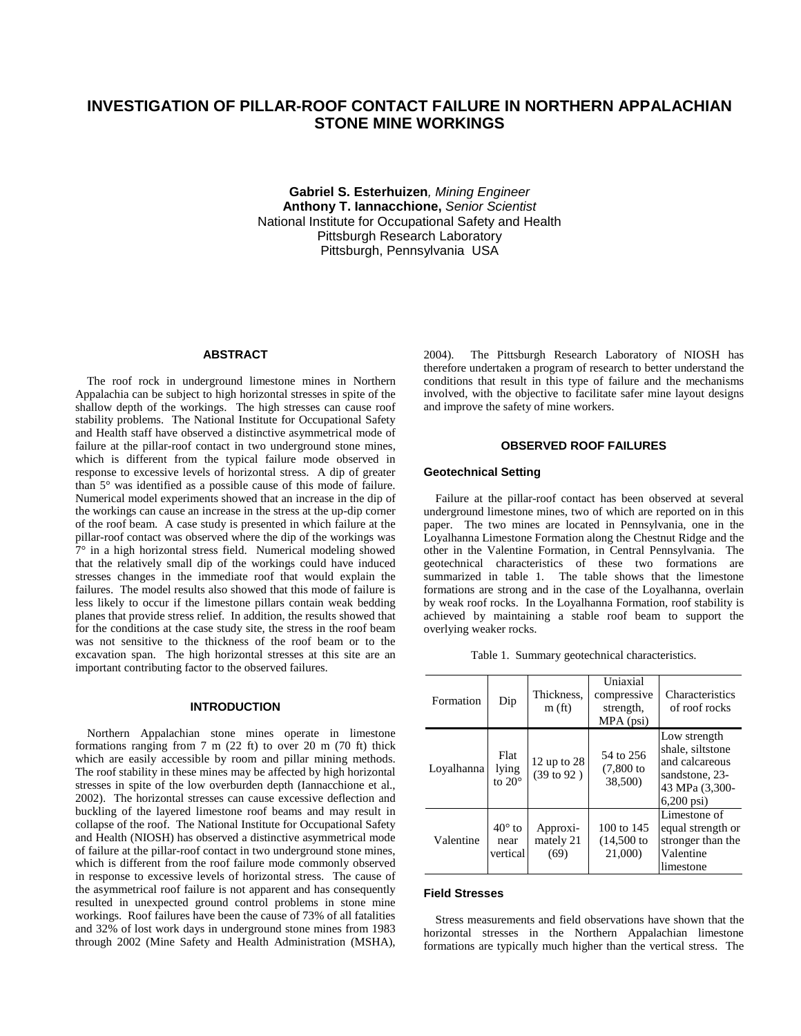# INVESTIGATION OF PILLAR-ROOF CONTACT FAILURE IN NORTHERN APPALACHIAN STONE MINE WORKINGS

**Gabriel S. Esterhuizen**, *Mining Engineer*
**Anthony T. Iannacchione,** *Senior Scientist*
National Institute for Occupational Safety and Health
Pittsburgh Research Laboratory
Pittsburgh, Pennsylvania USA

## ABSTRACT

The roof rock in underground limestone mines in Northern Appalachia can be subject to high horizontal stresses in spite of the shallow depth of the workings. The high stresses can cause roof stability problems. The National Institute for Occupational Safety and Health staff have observed a distinctive asymmetrical mode of failure at the pillar-roof contact in two underground stone mines, which is different from the typical failure mode observed in response to excessive levels of horizontal stress. A dip of greater than 5° was identified as a possible cause of this mode of failure. Numerical model experiments showed that an increase in the dip of the workings can cause an increase in the stress at the up-dip corner of the roof beam. A case study is presented in which failure at the pillar-roof contact was observed where the dip of the workings was 7° in a high horizontal stress field. Numerical modeling showed that the relatively small dip of the workings could have induced stresses changes in the immediate roof that would explain the failures. The model results also showed that this mode of failure is less likely to occur if the limestone pillars contain weak bedding planes that provide stress relief. In addition, the results showed that for the conditions at the case study site, the stress in the roof beam was not sensitive to the thickness of the roof beam or to the excavation span. The high horizontal stresses at this site are an important contributing factor to the observed failures.

## INTRODUCTION

Northern Appalachian stone mines operate in limestone formations ranging from 7 m (22 ft) to over 20 m (70 ft) thick which are easily accessible by room and pillar mining methods. The roof stability in these mines may be affected by high horizontal stresses in spite of the low overburden depth (Iannacchione et al., 2002). The horizontal stresses can cause excessive deflection and buckling of the layered limestone roof beams and may result in collapse of the roof. The National Institute for Occupational Safety and Health (NIOSH) has observed a distinctive asymmetrical mode of failure at the pillar-roof contact in two underground stone mines, which is different from the roof failure mode commonly observed in response to excessive levels of horizontal stress. The cause of the asymmetrical roof failure is not apparent and has consequently resulted in unexpected ground control problems in stone mine workings. Roof failures have been the cause of 73% of all fatalities and 32% of lost work days in underground stone mines from 1983 through 2002 (Mine Safety and Health Administration (MSHA), 2004). The Pittsburgh Research Laboratory of NIOSH has therefore undertaken a program of research to better understand the conditions that result in this type of failure and the mechanisms involved, with the objective to facilitate safer mine layout designs and improve the safety of mine workers.

## OBSERVED ROOF FAILURES

### Geotechnical Setting

Failure at the pillar-roof contact has been observed at several underground limestone mines, two of which are reported on in this paper. The two mines are located in Pennsylvania, one in the Loyalhanna Limestone Formation along the Chestnut Ridge and the other in the Valentine Formation, in Central Pennsylvania. The geotechnical characteristics of these two formations are summarized in table 1. The table shows that the limestone formations are strong and in the case of the Loyalhanna, overlain by weak roof rocks. In the Loyalhanna Formation, roof stability is achieved by maintaining a stable roof beam to support the overlying weaker rocks.

Table 1. Summary geotechnical characteristics.

| Formation | Dip | Thickness, m (ft) | Uniaxial compressive strength, MPA (psi) | Characteristics of roof rocks |
|---|---|---|---|---|
| Loyalhanna | Flat lying to 20° | 12 up to 28 (39 to 92 ) | 54 to 256 (7,800 to 38,500) | Low strength shale, siltstone and calcareous sandstone, 23-43 MPa (3,300-6,200 psi) |
| Valentine | 40° to near vertical | Approxi-mately 21 (69) | 100 to 145 (14,500 to 21,000) | Limestone of equal strength or stronger than the Valentine limestone |

### Field Stresses

Stress measurements and field observations have shown that the horizontal stresses in the Northern Appalachian limestone formations are typically much higher than the vertical stress. The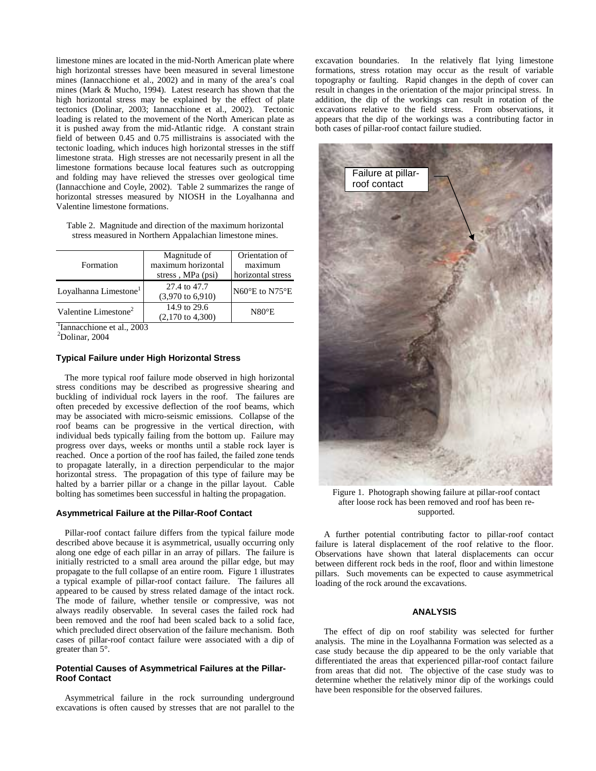limestone mines are located in the mid-North American plate where high horizontal stresses have been measured in several limestone mines (Iannacchione et al., 2002) and in many of the area's coal mines (Mark & Mucho, 1994). Latest research has shown that the high horizontal stress may be explained by the effect of plate tectonics (Dolinar, 2003; Iannacchione et al., 2002). Tectonic loading is related to the movement of the North American plate as it is pushed away from the mid-Atlantic ridge. A constant strain field of between 0.45 and 0.75 millistrains is associated with the tectonic loading, which induces high horizontal stresses in the stiff limestone strata. High stresses are not necessarily present in all the limestone formations because local features such as outcropping and folding may have relieved the stresses over geological time (Iannacchione and Coyle, 2002). Table 2 summarizes the range of horizontal stresses measured by NIOSH in the Loyalhanna and Valentine limestone formations.

Table 2. Magnitude and direction of the maximum horizontal stress measured in Northern Appalachian limestone mines.

| Formation | Magnitude of maximum horizontal stress , MPa (psi) | Orientation of maximum horizontal stress |
|---|---|---|
| Loyalhanna Limestone[1] | 27.4 to 47.7 (3,970 to 6,910) | N60°E to N75°E |
| Valentine Limestone[2] | 14.9 to 29.6 (2,170 to 4,300) | N80°E |

[1]Iannacchione et al., 2003
[2]Dolinar, 2004

### Typical Failure under High Horizontal Stress

The more typical roof failure mode observed in high horizontal stress conditions may be described as progressive shearing and buckling of individual rock layers in the roof. The failures are often preceded by excessive deflection of the roof beams, which may be associated with micro-seismic emissions. Collapse of the roof beams can be progressive in the vertical direction, with individual beds typically failing from the bottom up. Failure may progress over days, weeks or months until a stable rock layer is reached. Once a portion of the roof has failed, the failed zone tends to propagate laterally, in a direction perpendicular to the major horizontal stress. The propagation of this type of failure may be halted by a barrier pillar or a change in the pillar layout. Cable bolting has sometimes been successful in halting the propagation.

### Asymmetrical Failure at the Pillar-Roof Contact

Pillar-roof contact failure differs from the typical failure mode described above because it is asymmetrical, usually occurring only along one edge of each pillar in an array of pillars. The failure is initially restricted to a small area around the pillar edge, but may propagate to the full collapse of an entire room. Figure 1 illustrates a typical example of pillar-roof contact failure. The failures all appeared to be caused by stress related damage of the intact rock. The mode of failure, whether tensile or compressive, was not always readily observable. In several cases the failed rock had been removed and the roof had been scaled back to a solid face, which precluded direct observation of the failure mechanism. Both cases of pillar-roof contact failure were associated with a dip of greater than 5°.

### Potential Causes of Asymmetrical Failures at the Pillar-Roof Contact

Asymmetrical failure in the rock surrounding underground excavations is often caused by stresses that are not parallel to the excavation boundaries. In the relatively flat lying limestone formations, stress rotation may occur as the result of variable topography or faulting. Rapid changes in the depth of cover can result in changes in the orientation of the major principal stress. In addition, the dip of the workings can result in rotation of the excavations relative to the field stress. From observations, it appears that the dip of the workings was a contributing factor in both cases of pillar-roof contact failure studied.

Figure 1. Photograph showing failure at pillar-roof contact after loose rock has been removed and roof has been re-supported.

A further potential contributing factor to pillar-roof contact failure is lateral displacement of the roof relative to the floor. Observations have shown that lateral displacements can occur between different rock beds in the roof, floor and within limestone pillars. Such movements can be expected to cause asymmetrical loading of the rock around the excavations.

## ANALYSIS

The effect of dip on roof stability was selected for further analysis. The mine in the Loyalhanna Formation was selected as a case study because the dip appeared to be the only variable that differentiated the areas that experienced pillar-roof contact failure from areas that did not. The objective of the case study was to determine whether the relatively minor dip of the workings could have been responsible for the observed failures.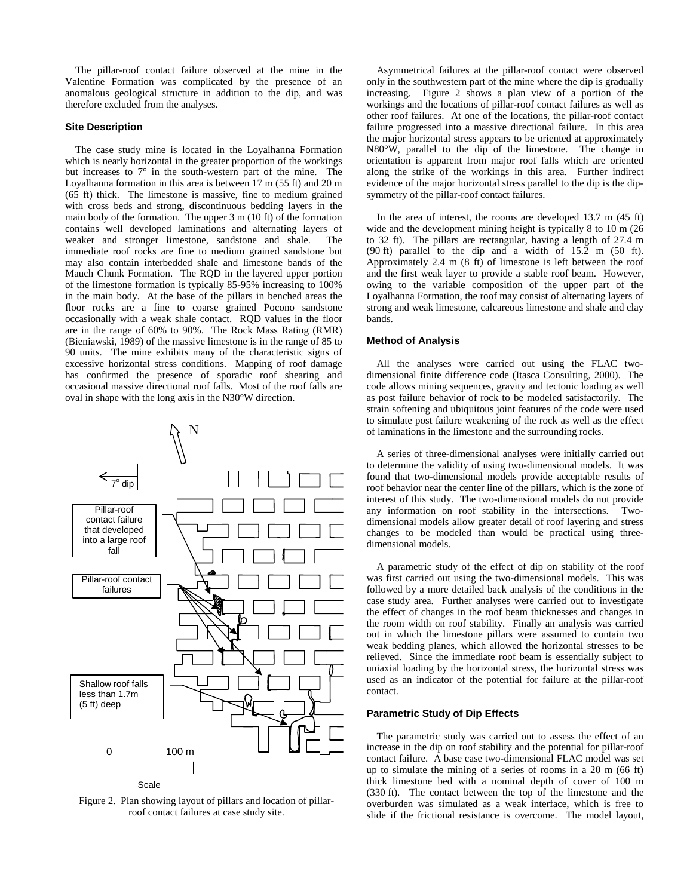The pillar-roof contact failure observed at the mine in the Valentine Formation was complicated by the presence of an anomalous geological structure in addition to the dip, and was therefore excluded from the analyses.

### Site Description

The case study mine is located in the Loyalhanna Formation which is nearly horizontal in the greater proportion of the workings but increases to 7° in the south-western part of the mine. The Loyalhanna formation in this area is between 17 m (55 ft) and 20 m (65 ft) thick. The limestone is massive, fine to medium grained with cross beds and strong, discontinuous bedding layers in the main body of the formation. The upper 3 m (10 ft) of the formation contains well developed laminations and alternating layers of weaker and stronger limestone, sandstone and shale. The immediate roof rocks are fine to medium grained sandstone but may also contain interbedded shale and limestone bands of the Mauch Chunk Formation. The RQD in the layered upper portion of the limestone formation is typically 85-95% increasing to 100% in the main body. At the base of the pillars in benched areas the floor rocks are a fine to coarse grained Pocono sandstone occasionally with a weak shale contact. RQD values in the floor are in the range of 60% to 90%. The Rock Mass Rating (RMR) (Bieniawski, 1989) of the massive limestone is in the range of 85 to 90 units. The mine exhibits many of the characteristic signs of excessive horizontal stress conditions. Mapping of roof damage has confirmed the presence of sporadic roof shearing and occasional massive directional roof falls. Most of the roof falls are oval in shape with the long axis in the N30°W direction.

Figure 2. Plan showing layout of pillars and location of pillar-roof contact failures at case study site.

Asymmetrical failures at the pillar-roof contact were observed only in the southwestern part of the mine where the dip is gradually increasing. Figure 2 shows a plan view of a portion of the workings and the locations of pillar-roof contact failures as well as other roof failures. At one of the locations, the pillar-roof contact failure progressed into a massive directional failure. In this area the major horizontal stress appears to be oriented at approximately N80°W, parallel to the dip of the limestone. The change in orientation is apparent from major roof falls which are oriented along the strike of the workings in this area. Further indirect evidence of the major horizontal stress parallel to the dip is the dip-symmetry of the pillar-roof contact failures.

In the area of interest, the rooms are developed 13.7 m (45 ft) wide and the development mining height is typically 8 to 10 m (26 to 32 ft). The pillars are rectangular, having a length of 27.4 m (90 ft) parallel to the dip and a width of 15.2 m (50 ft). Approximately 2.4 m (8 ft) of limestone is left between the roof and the first weak layer to provide a stable roof beam. However, owing to the variable composition of the upper part of the Loyalhanna Formation, the roof may consist of alternating layers of strong and weak limestone, calcareous limestone and shale and clay bands.

### Method of Analysis

All the analyses were carried out using the FLAC two-dimensional finite difference code (Itasca Consulting, 2000). The code allows mining sequences, gravity and tectonic loading as well as post failure behavior of rock to be modeled satisfactorily. The strain softening and ubiquitous joint features of the code were used to simulate post failure weakening of the rock as well as the effect of laminations in the limestone and the surrounding rocks.

A series of three-dimensional analyses were initially carried out to determine the validity of using two-dimensional models. It was found that two-dimensional models provide acceptable results of roof behavior near the center line of the pillars, which is the zone of interest of this study. The two-dimensional models do not provide any information on roof stability in the intersections. Two-dimensional models allow greater detail of roof layering and stress changes to be modeled than would be practical using three-dimensional models.

A parametric study of the effect of dip on stability of the roof was first carried out using the two-dimensional models. This was followed by a more detailed back analysis of the conditions in the case study area. Further analyses were carried out to investigate the effect of changes in the roof beam thicknesses and changes in the room width on roof stability. Finally an analysis was carried out in which the limestone pillars were assumed to contain two weak bedding planes, which allowed the horizontal stresses to be relieved. Since the immediate roof beam is essentially subject to uniaxial loading by the horizontal stress, the horizontal stress was used as an indicator of the potential for failure at the pillar-roof contact.

### Parametric Study of Dip Effects

The parametric study was carried out to assess the effect of an increase in the dip on roof stability and the potential for pillar-roof contact failure. A base case two-dimensional FLAC model was set up to simulate the mining of a series of rooms in a 20 m (66 ft) thick limestone bed with a nominal depth of cover of 100 m (330 ft). The contact between the top of the limestone and the overburden was simulated as a weak interface, which is free to slide if the frictional resistance is overcome. The model layout,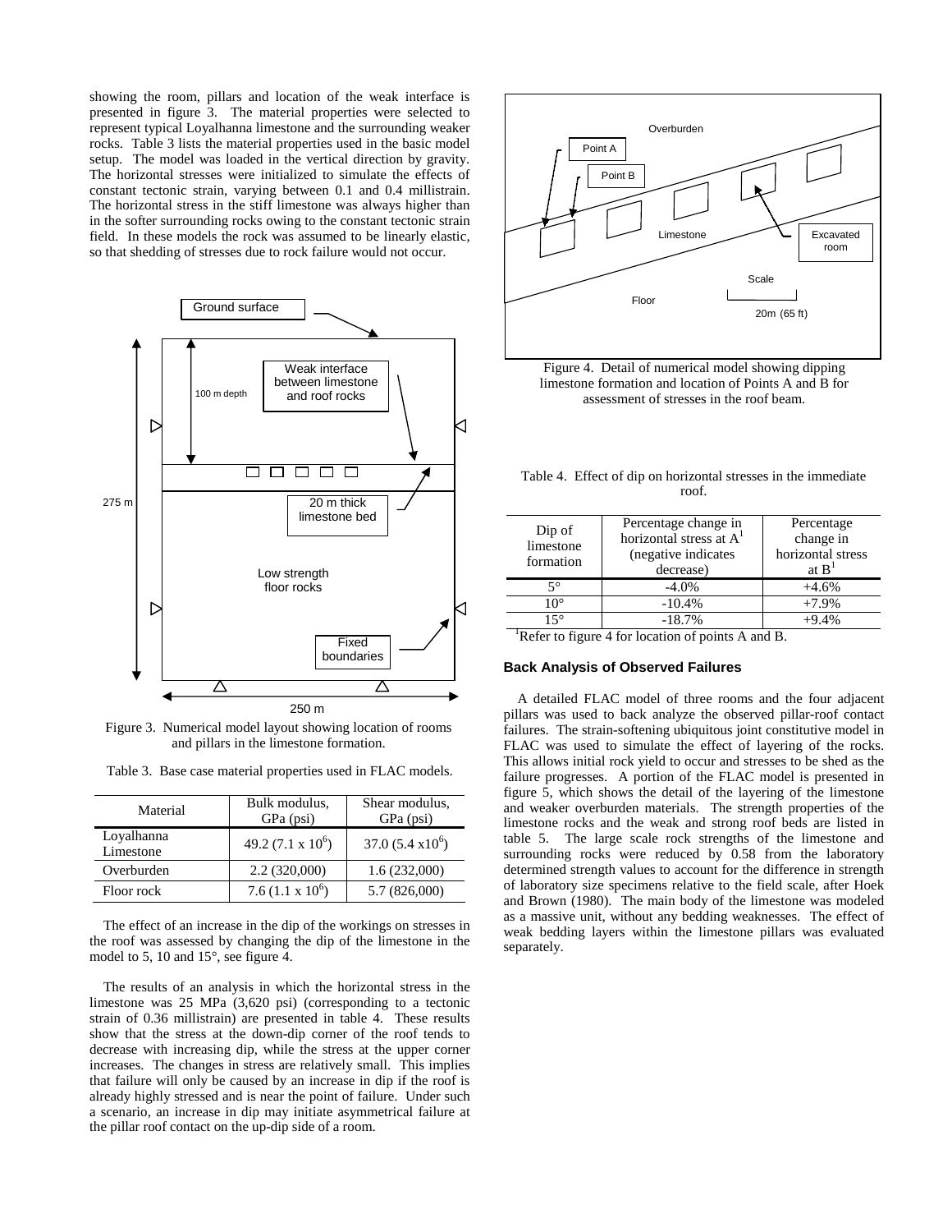showing the room, pillars and location of the weak interface is presented in figure 3. The material properties were selected to represent typical Loyalhanna limestone and the surrounding weaker rocks. Table 3 lists the material properties used in the basic model setup. The model was loaded in the vertical direction by gravity. The horizontal stresses were initialized to simulate the effects of constant tectonic strain, varying between 0.1 and 0.4 millistrain. The horizontal stress in the stiff limestone was always higher than in the softer surrounding rocks owing to the constant tectonic strain field. In these models the rock was assumed to be linearly elastic, so that shedding of stresses due to rock failure would not occur.

Figure 3. Numerical model layout showing location of rooms and pillars in the limestone formation.

Table 3. Base case material properties used in FLAC models.

| Material | Bulk modulus, GPa (psi) | Shear modulus, GPa (psi) |
| --- | --- | --- |
| Loyalhanna Limestone | 49.2 (7.1 x $10^6$) | 37.0 (5.4 x$10^6$) |
| Overburden | 2.2 (320,000) | 1.6 (232,000) |
| Floor rock | 7.6 (1.1 x $10^6$) | 5.7 (826,000) |

The effect of an increase in the dip of the workings on stresses in the roof was assessed by changing the dip of the limestone in the model to 5, 10 and 15°, see figure 4.

The results of an analysis in which the horizontal stress in the limestone was 25 MPa (3,620 psi) (corresponding to a tectonic strain of 0.36 millistrain) are presented in table 4. These results show that the stress at the down-dip corner of the roof tends to decrease with increasing dip, while the stress at the upper corner increases. The changes in stress are relatively small. This implies that failure will only be caused by an increase in dip if the roof is already highly stressed and is near the point of failure. Under such a scenario, an increase in dip may initiate asymmetrical failure at the pillar roof contact on the up-dip side of a room.

Figure 4. Detail of numerical model showing dipping limestone formation and location of Points A and B for assessment of stresses in the roof beam.

Table 4. Effect of dip on horizontal stresses in the immediate roof.

| Dip of limestone formation | Percentage change in horizontal stress at A[1] (negative indicates decrease) | Percentage change in horizontal stress at B[1] |
| --- | --- | --- |
| 5° | -4.0% | +4.6% |
| 10° | -10.4% | +7.9% |
| 15° | -18.7% | +9.4% |

[1]Refer to figure 4 for location of points A and B.

### Back Analysis of Observed Failures

A detailed FLAC model of three rooms and the four adjacent pillars was used to back analyze the observed pillar-roof contact failures. The strain-softening ubiquitous joint constitutive model in FLAC was used to simulate the effect of layering of the rocks. This allows initial rock yield to occur and stresses to be shed as the failure progresses. A portion of the FLAC model is presented in figure 5, which shows the detail of the layering of the limestone and weaker overburden materials. The strength properties of the limestone rocks and the weak and strong roof beds are listed in table 5. The large scale rock strengths of the limestone and surrounding rocks were reduced by 0.58 from the laboratory determined strength values to account for the difference in strength of laboratory size specimens relative to the field scale, after Hoek and Brown (1980). The main body of the limestone was modeled as a massive unit, without any bedding weaknesses. The effect of weak bedding layers within the limestone pillars was evaluated separately.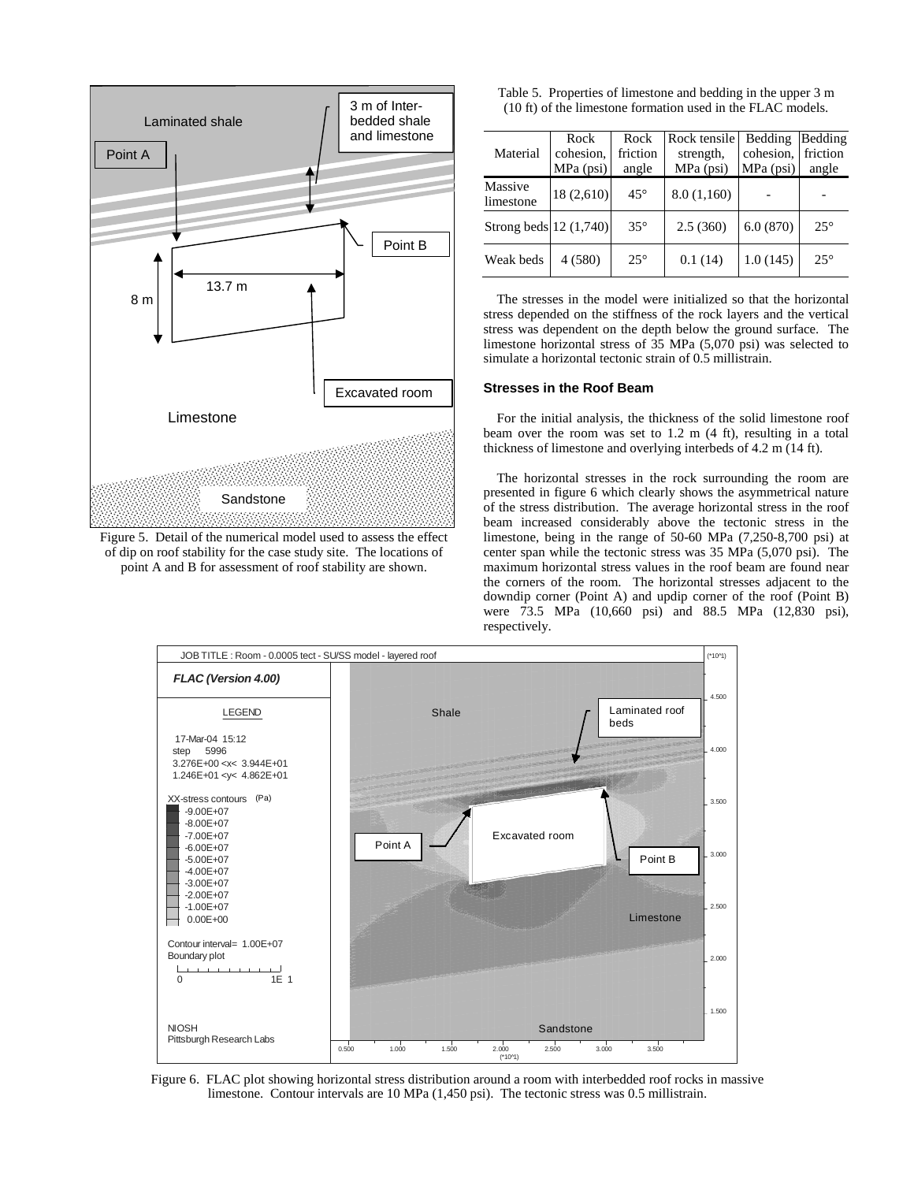Figure 5. Detail of the numerical model used to assess the effect of dip on roof stability for the case study site. The locations of point A and B for assessment of roof stability are shown.

Table 5. Properties of limestone and bedding in the upper 3 m (10 ft) of the limestone formation used in the FLAC models.

| Material | Rock cohesion, MPa (psi) | Rock friction angle | Rock tensile strength, MPa (psi) | Bedding cohesion, MPa (psi) | Bedding friction angle |
|---|---|---|---|---|---|
| Massive limestone | 18 (2,610) | 45° | 8.0 (1,160) | - | - |
| Strong beds | 12 (1,740) | 35° | 2.5 (360) | 6.0 (870) | 25° |
| Weak beds | 4 (580) | 25° | 0.1 (14) | 1.0 (145) | 25° |

The stresses in the model were initialized so that the horizontal stress depended on the stiffness of the rock layers and the vertical stress was dependent on the depth below the ground surface. The limestone horizontal stress of 35 MPa (5,070 psi) was selected to simulate a horizontal tectonic strain of 0.5 millistrain.

### Stresses in the Roof Beam

For the initial analysis, the thickness of the solid limestone roof beam over the room was set to 1.2 m (4 ft), resulting in a total thickness of limestone and overlying interbeds of 4.2 m (14 ft).

The horizontal stresses in the rock surrounding the room are presented in figure 6 which clearly shows the asymmetrical nature of the stress distribution. The average horizontal stress in the roof beam increased considerably above the tectonic stress in the limestone, being in the range of 50-60 MPa (7,250-8,700 psi) at center span while the tectonic stress was 35 MPa (5,070 psi). The maximum horizontal stress values in the roof beam are found near the corners of the room. The horizontal stresses adjacent to the downdip corner (Point A) and updip corner of the roof (Point B) were 73.5 MPa (10,660 psi) and 88.5 MPa (12,830 psi), respectively.

Figure 6. FLAC plot showing horizontal stress distribution around a room with interbedded roof rocks in massive limestone. Contour intervals are 10 MPa (1,450 psi). The tectonic stress was 0.5 millistrain.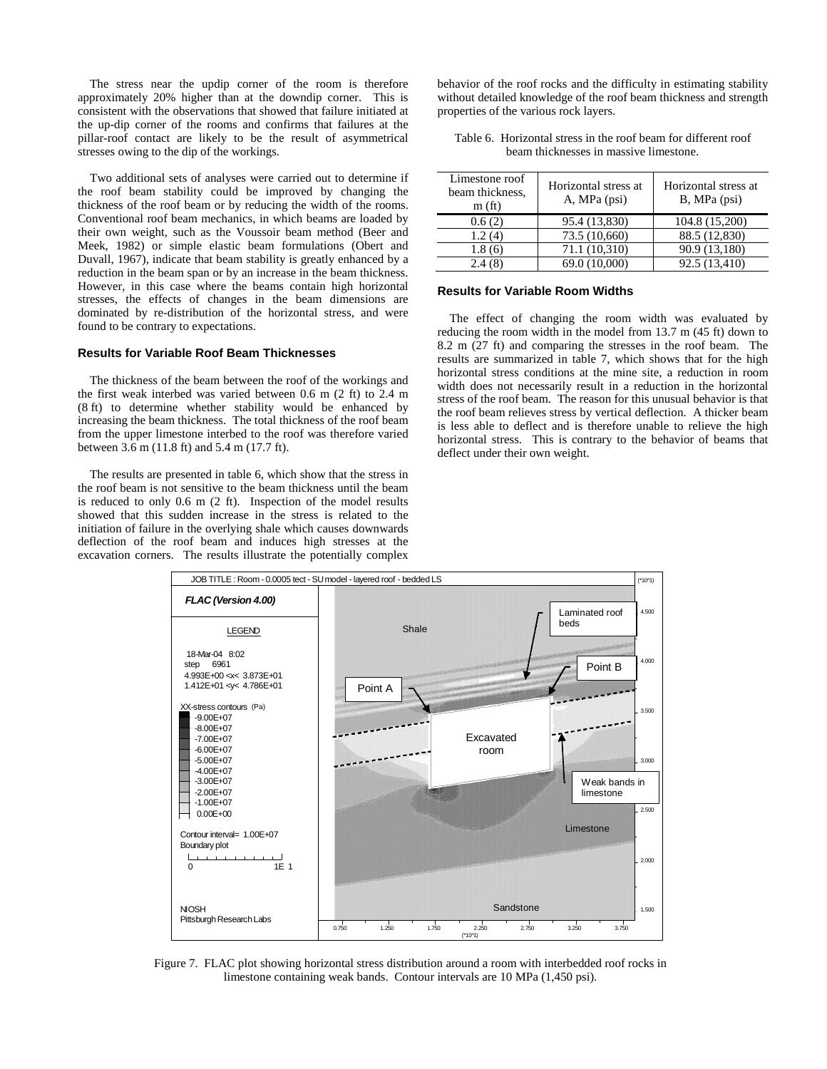The stress near the updip corner of the room is therefore approximately 20% higher than at the downdip corner. This is consistent with the observations that showed that failure initiated at the up-dip corner of the rooms and confirms that failures at the pillar-roof contact are likely to be the result of asymmetrical stresses owing to the dip of the workings.

Two additional sets of analyses were carried out to determine if the roof beam stability could be improved by changing the thickness of the roof beam or by reducing the width of the rooms. Conventional roof beam mechanics, in which beams are loaded by their own weight, such as the Voussoir beam method (Beer and Meek, 1982) or simple elastic beam formulations (Obert and Duvall, 1967), indicate that beam stability is greatly enhanced by a reduction in the beam span or by an increase in the beam thickness. However, in this case where the beams contain high horizontal stresses, the effects of changes in the beam dimensions are dominated by re-distribution of the horizontal stress, and were found to be contrary to expectations.

### Results for Variable Roof Beam Thicknesses

The thickness of the beam between the roof of the workings and the first weak interbed was varied between 0.6 m (2 ft) to 2.4 m (8 ft) to determine whether stability would be enhanced by increasing the beam thickness. The total thickness of the roof beam from the upper limestone interbed to the roof was therefore varied between 3.6 m (11.8 ft) and 5.4 m (17.7 ft).

The results are presented in table 6, which show that the stress in the roof beam is not sensitive to the beam thickness until the beam is reduced to only 0.6 m (2 ft). Inspection of the model results showed that this sudden increase in the stress is related to the initiation of failure in the overlying shale which causes downwards deflection of the roof beam and induces high stresses at the excavation corners. The results illustrate the potentially complex behavior of the roof rocks and the difficulty in estimating stability without detailed knowledge of the roof beam thickness and strength properties of the various rock layers.

Table 6. Horizontal stress in the roof beam for different roof beam thicknesses in massive limestone.

| Limestone roof beam thickness, m (ft) | Horizontal stress at A, MPa (psi) | Horizontal stress at B, MPa (psi) |
|---|---|---|
| 0.6 (2) | 95.4 (13,830) | 104.8 (15,200) |
| 1.2 (4) | 73.5 (10,660) | 88.5 (12,830) |
| 1.8 (6) | 71.1 (10,310) | 90.9 (13,180) |
| 2.4 (8) | 69.0 (10,000) | 92.5 (13,410) |

### Results for Variable Room Widths

The effect of changing the room width was evaluated by reducing the room width in the model from 13.7 m (45 ft) down to 8.2 m (27 ft) and comparing the stresses in the roof beam. The results are summarized in table 7, which shows that for the high horizontal stress conditions at the mine site, a reduction in room width does not necessarily result in a reduction in the horizontal stress of the roof beam. The reason for this unusual behavior is that the roof beam relieves stress by vertical deflection. A thicker beam is less able to deflect and is therefore unable to relieve the high horizontal stress. This is contrary to the behavior of beams that deflect under their own weight.

Figure 7. FLAC plot showing horizontal stress distribution around a room with interbedded roof rocks in limestone containing weak bands. Contour intervals are 10 MPa (1,450 psi).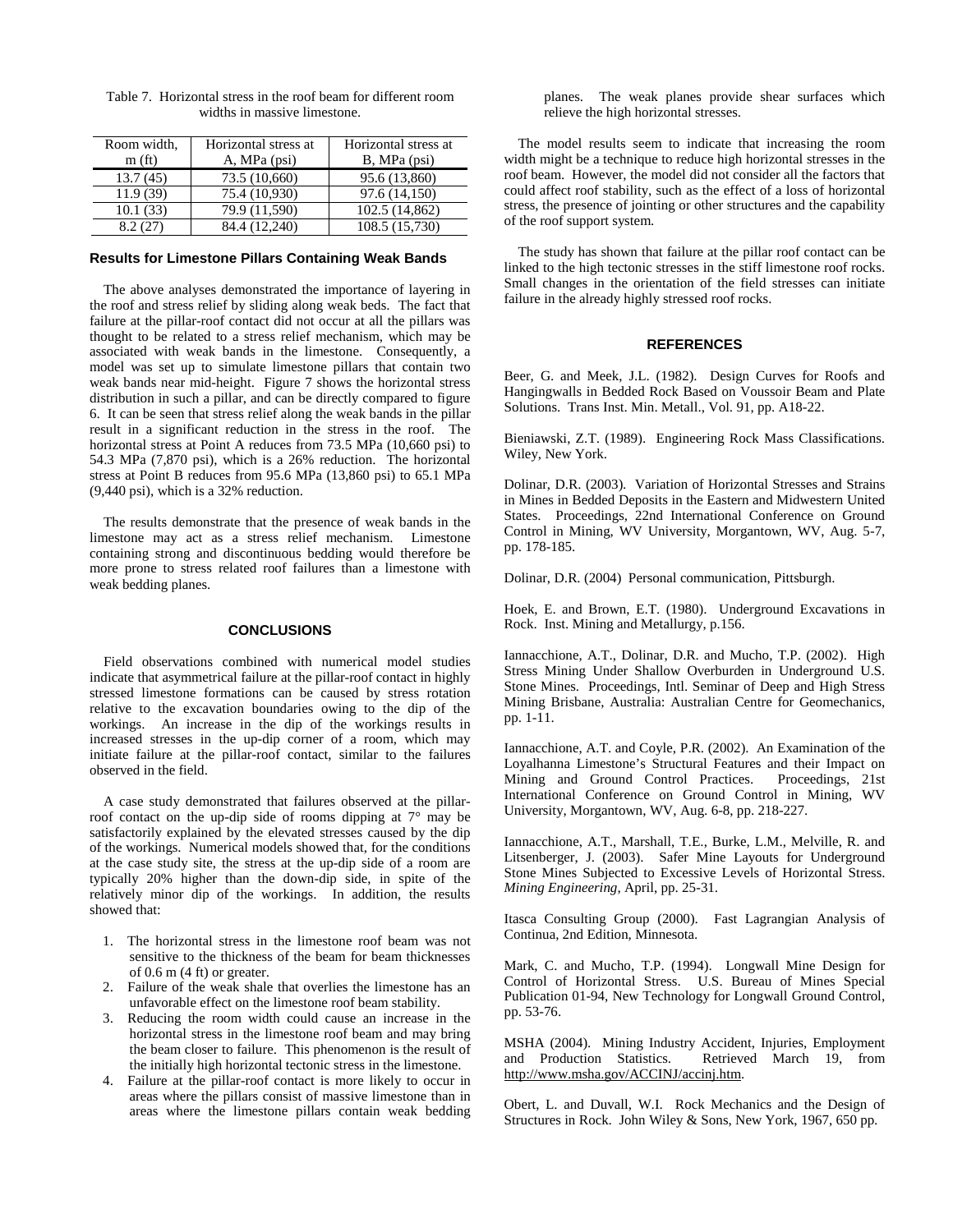Table 7. Horizontal stress in the roof beam for different room widths in massive limestone.

| Room width, m (ft) | Horizontal stress at A, MPa (psi) | Horizontal stress at B, MPa (psi) |
|---|---|---|
| 13.7 (45) | 73.5 (10,660) | 95.6 (13,860) |
| 11.9 (39) | 75.4 (10,930) | 97.6 (14,150) |
| 10.1 (33) | 79.9 (11,590) | 102.5 (14,862) |
| 8.2 (27) | 84.4 (12,240) | 108.5 (15,730) |

### Results for Limestone Pillars Containing Weak Bands

The above analyses demonstrated the importance of layering in the roof and stress relief by sliding along weak beds. The fact that failure at the pillar-roof contact did not occur at all the pillars was thought to be related to a stress relief mechanism, which may be associated with weak bands in the limestone. Consequently, a model was set up to simulate limestone pillars that contain two weak bands near mid-height. Figure 7 shows the horizontal stress distribution in such a pillar, and can be directly compared to figure 6. It can be seen that stress relief along the weak bands in the pillar result in a significant reduction in the stress in the roof. The horizontal stress at Point A reduces from 73.5 MPa (10,660 psi) to 54.3 MPa (7,870 psi), which is a 26% reduction. The horizontal stress at Point B reduces from 95.6 MPa (13,860 psi) to 65.1 MPa (9,440 psi), which is a 32% reduction.

The results demonstrate that the presence of weak bands in the limestone may act as a stress relief mechanism. Limestone containing strong and discontinuous bedding would therefore be more prone to stress related roof failures than a limestone with weak bedding planes.

## CONCLUSIONS

Field observations combined with numerical model studies indicate that asymmetrical failure at the pillar-roof contact in highly stressed limestone formations can be caused by stress rotation relative to the excavation boundaries owing to the dip of the workings. An increase in the dip of the workings results in increased stresses in the up-dip corner of a room, which may initiate failure at the pillar-roof contact, similar to the failures observed in the field.

A case study demonstrated that failures observed at the pillar-roof contact on the up-dip side of rooms dipping at 7° may be satisfactorily explained by the elevated stresses caused by the dip of the workings. Numerical models showed that, for the conditions at the case study site, the stress at the up-dip side of a room are typically 20% higher than the down-dip side, in spite of the relatively minor dip of the workings. In addition, the results showed that:

1. The horizontal stress in the limestone roof beam was not sensitive to the thickness of the beam for beam thicknesses of 0.6 m (4 ft) or greater.
2. Failure of the weak shale that overlies the limestone has an unfavorable effect on the limestone roof beam stability.
3. Reducing the room width could cause an increase in the horizontal stress in the limestone roof beam and may bring the beam closer to failure. This phenomenon is the result of the initially high horizontal tectonic stress in the limestone.
4. Failure at the pillar-roof contact is more likely to occur in areas where the pillars consist of massive limestone than in areas where the limestone pillars contain weak bedding planes. The weak planes provide shear surfaces which relieve the high horizontal stresses.

The model results seem to indicate that increasing the room width might be a technique to reduce high horizontal stresses in the roof beam. However, the model did not consider all the factors that could affect roof stability, such as the effect of a loss of horizontal stress, the presence of jointing or other structures and the capability of the roof support system.

The study has shown that failure at the pillar roof contact can be linked to the high tectonic stresses in the stiff limestone roof rocks. Small changes in the orientation of the field stresses can initiate failure in the already highly stressed roof rocks.

## REFERENCES

Beer, G. and Meek, J.L. (1982). Design Curves for Roofs and Hangingwalls in Bedded Rock Based on Voussoir Beam and Plate Solutions. Trans Inst. Min. Metall., Vol. 91, pp. A18-22.

Bieniawski, Z.T. (1989). Engineering Rock Mass Classifications. Wiley, New York.

Dolinar, D.R. (2003). Variation of Horizontal Stresses and Strains in Mines in Bedded Deposits in the Eastern and Midwestern United States. Proceedings, 22nd International Conference on Ground Control in Mining, WV University, Morgantown, WV, Aug. 5-7, pp. 178-185.

Dolinar, D.R. (2004) Personal communication, Pittsburgh.

Hoek, E. and Brown, E.T. (1980). Underground Excavations in Rock. Inst. Mining and Metallurgy, p.156.

Iannacchione, A.T., Dolinar, D.R. and Mucho, T.P. (2002). High Stress Mining Under Shallow Overburden in Underground U.S. Stone Mines. Proceedings, Intl. Seminar of Deep and High Stress Mining Brisbane, Australia: Australian Centre for Geomechanics, pp. 1-11.

Iannacchione, A.T. and Coyle, P.R. (2002). An Examination of the Loyalhanna Limestone's Structural Features and their Impact on Mining and Ground Control Practices. Proceedings, 21st International Conference on Ground Control in Mining, WV University, Morgantown, WV, Aug. 6-8, pp. 218-227.

Iannacchione, A.T., Marshall, T.E., Burke, L.M., Melville, R. and Litsenberger, J. (2003). Safer Mine Layouts for Underground Stone Mines Subjected to Excessive Levels of Horizontal Stress. *Mining Engineering*, April, pp. 25-31.

Itasca Consulting Group (2000). Fast Lagrangian Analysis of Continua, 2nd Edition, Minnesota.

Mark, C. and Mucho, T.P. (1994). Longwall Mine Design for Control of Horizontal Stress. U.S. Bureau of Mines Special Publication 01-94, New Technology for Longwall Ground Control, pp. 53-76.

MSHA (2004). Mining Industry Accident, Injuries, Employment and Production Statistics. Retrieved March 19, from http://www.msha.gov/ACCINJ/accinj.htm.

Obert, L. and Duvall, W.I. Rock Mechanics and the Design of Structures in Rock. John Wiley & Sons, New York, 1967, 650 pp.